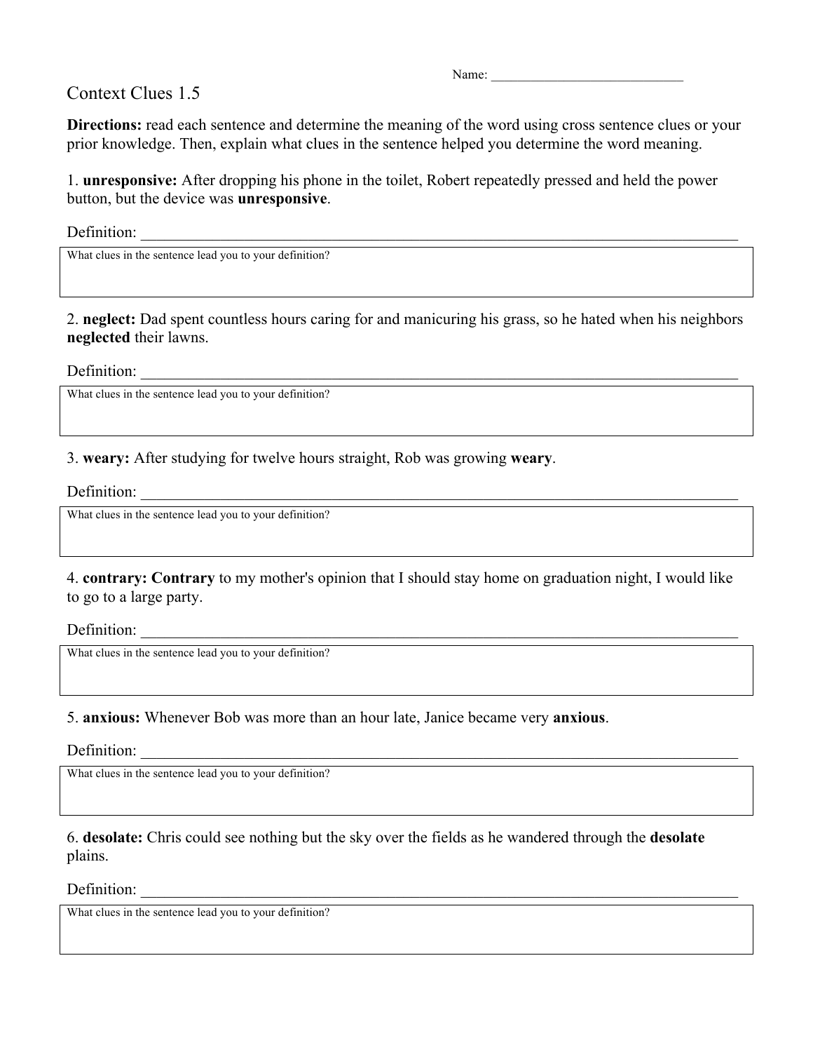Name: ____________________________

# Context Clues 1.5

**Directions:** read each sentence and determine the meaning of the word using cross sentence clues or your prior knowledge. Then, explain what clues in the sentence helped you determine the word meaning.

1. **unresponsive:** After dropping his phone in the toilet, Robert repeatedly pressed and held the power button, but the device was **unresponsive**.

Definition: ________________________________________________________________________________

What clues in the sentence lead you to your definition?

2. **neglect:** Dad spent countless hours caring for and manicuring his grass, so he hated when his neighbors **neglected** their lawns.

Definition: ________________________________________________________________________________

What clues in the sentence lead you to your definition?

3. **weary:** After studying for twelve hours straight, Rob was growing **weary**.

Definition: ________________________________________________________________________________

What clues in the sentence lead you to your definition?

4. **contrary: Contrary** to my mother's opinion that I should stay home on graduation night, I would like to go to a large party.

Definition: ________________________________________________________________________________

What clues in the sentence lead you to your definition?

5. **anxious:** Whenever Bob was more than an hour late, Janice became very **anxious**.

Definition: ________________________________________________________________________________

What clues in the sentence lead you to your definition?

6. **desolate:** Chris could see nothing but the sky over the fields as he wandered through the **desolate** plains.

Definition: ________________________________________________________________________________

What clues in the sentence lead you to your definition?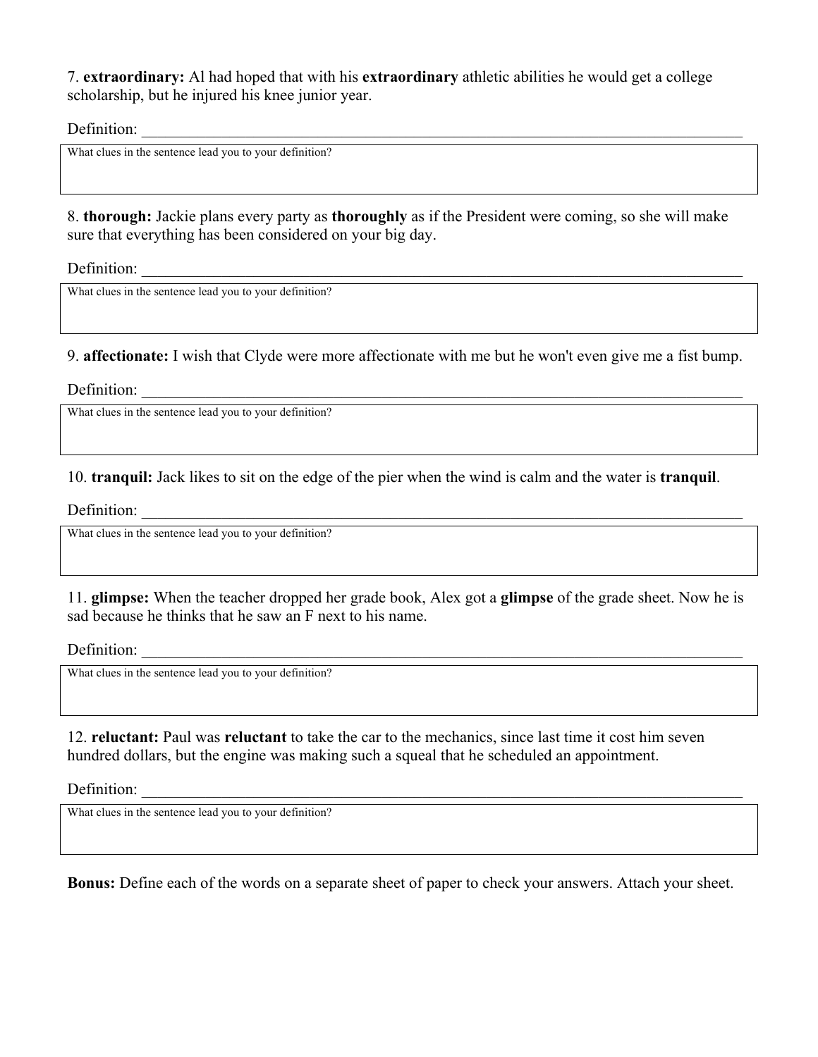7. **extraordinary:** Al had hoped that with his **extraordinary** athletic abilities he would get a college scholarship, but he injured his knee junior year.

Definition: ___________________________________________________________________________

What clues in the sentence lead you to your definition?

8. **thorough:** Jackie plans every party as **thoroughly** as if the President were coming, so she will make sure that everything has been considered on your big day.

Definition: ___________________________________________________________________________

What clues in the sentence lead you to your definition?

9. **affectionate:** I wish that Clyde were more affectionate with me but he won't even give me a fist bump.

Definition: ___________________________________________________________________________

What clues in the sentence lead you to your definition?

10. **tranquil:** Jack likes to sit on the edge of the pier when the wind is calm and the water is **tranquil**.

Definition: ___________________________________________________________________________

What clues in the sentence lead you to your definition?

11. **glimpse:** When the teacher dropped her grade book, Alex got a **glimpse** of the grade sheet. Now he is sad because he thinks that he saw an F next to his name.

Definition: ___________________________________________________________________________

What clues in the sentence lead you to your definition?

12. **reluctant:** Paul was **reluctant** to take the car to the mechanics, since last time it cost him seven hundred dollars, but the engine was making such a squeal that he scheduled an appointment.

Definition: ___________________________________________________________________________

What clues in the sentence lead you to your definition?

**Bonus:** Define each of the words on a separate sheet of paper to check your answers. Attach your sheet.